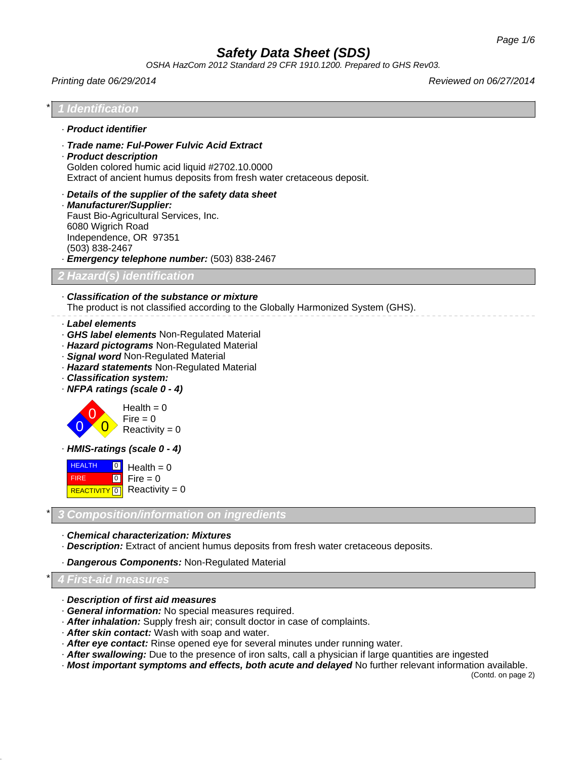# Safety Data Sheet (SDS)

*OSHA HazCom 2012 Standard 29 CFR 1910.1200. Prepared to GHS Rev03.*

*Printing date 06/29/2014* *Reviewed on 06/27/2014*

## * 1 Identification

· ***Product identifier***

· ***Trade name: Ful-Power Fulvic Acid Extract***

· ***Product description***
Golden colored humic acid liquid #2702.10.0000
Extract of ancient humus deposits from fresh water cretaceous deposit.

· ***Details of the supplier of the safety data sheet***

· ***Manufacturer/Supplier:***
Faust Bio-Agricultural Services, Inc.
6080 Wigrich Road
Independence, OR 97351
(503) 838-2467

· ***Emergency telephone number:*** (503) 838-2467

## 2 Hazard(s) identification

· ***Classification of the substance or mixture***
The product is not classified according to the Globally Harmonized System (GHS).

· ***Label elements***

· ***GHS label elements*** Non-Regulated Material

· ***Hazard pictograms*** Non-Regulated Material

· ***Signal word*** Non-Regulated Material

· ***Hazard statements*** Non-Regulated Material

· ***Classification system:***

· ***NFPA ratings (scale 0 - 4)***

Health = 0
Fire = 0
Reactivity = 0

· ***HMIS-ratings (scale 0 - 4)***

| | | |
|---|---|---|
| HEALTH | 0 | Health = 0 |
| FIRE | 0 | Fire = 0 |
| REACTIVITY | 0 | Reactivity = 0 |

## * 3 Composition/information on ingredients

· ***Chemical characterization: Mixtures***

· ***Description:*** Extract of ancient humus deposits from fresh water cretaceous deposits.

· ***Dangerous Components:*** Non-Regulated Material

## * 4 First-aid measures

· ***Description of first aid measures***

· ***General information:*** No special measures required.

· ***After inhalation:*** Supply fresh air; consult doctor in case of complaints.

· ***After skin contact:*** Wash with soap and water.

· ***After eye contact:*** Rinse opened eye for several minutes under running water.

· ***After swallowing:*** Due to the presence of iron salts, call a physician if large quantities are ingested

· ***Most important symptoms and effects, both acute and delayed*** No further relevant information available.

(Contd. on page 2)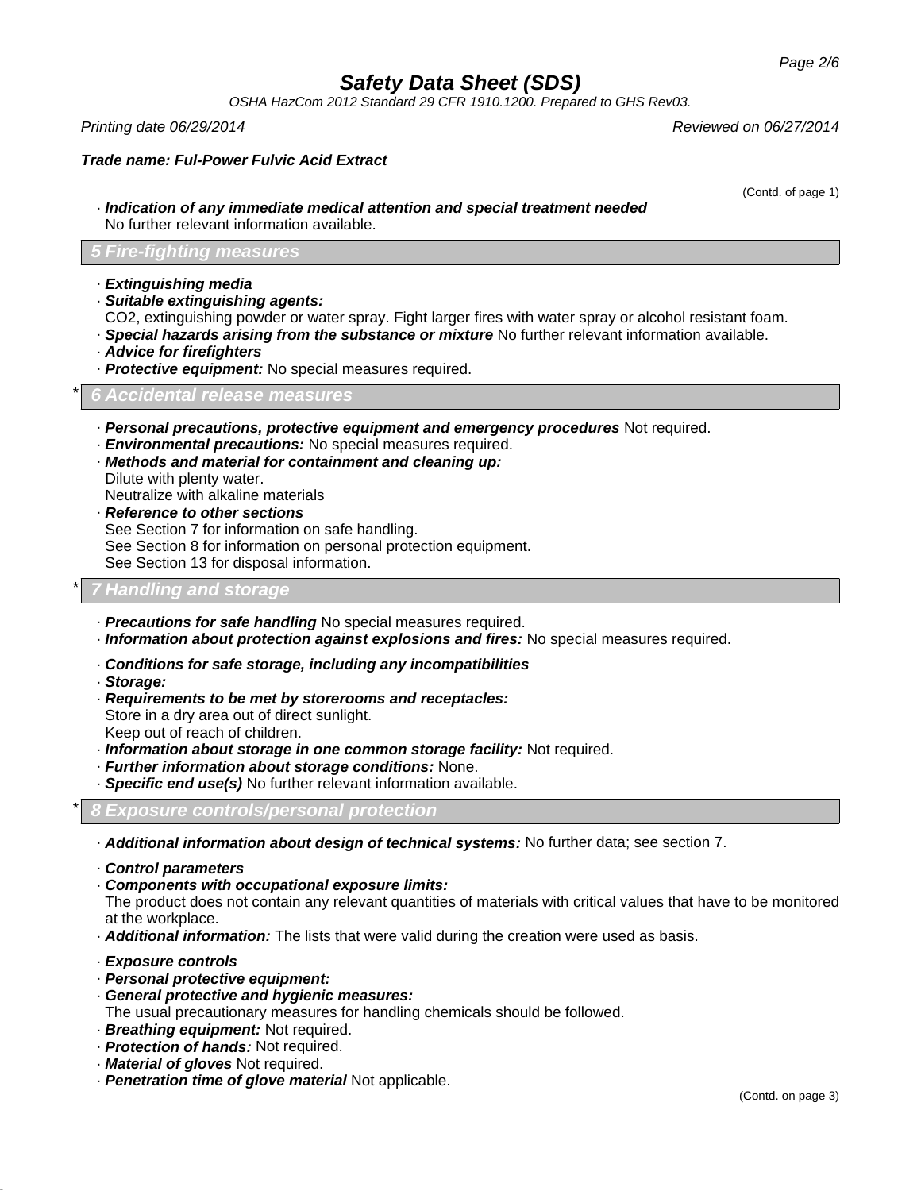# Safety Data Sheet (SDS)

*OSHA HazCom 2012 Standard 29 CFR 1910.1200. Prepared to GHS Rev03.*

*Printing date 06/29/2014* *Reviewed on 06/27/2014*

***Trade name: Ful-Power Fulvic Acid Extract***

(Contd. of page 1)

· ***Indication of any immediate medical attention and special treatment needed***
No further relevant information available.

## 5 Fire-fighting measures

· ***Extinguishing media***
· ***Suitable extinguishing agents:***
$CO_2$, extinguishing powder or water spray. Fight larger fires with water spray or alcohol resistant foam.
· ***Special hazards arising from the substance or mixture*** No further relevant information available.
· ***Advice for firefighters***
· ***Protective equipment:*** No special measures required.

## * 6 Accidental release measures

· ***Personal precautions, protective equipment and emergency procedures*** Not required.
· ***Environmental precautions:*** No special measures required.
· ***Methods and material for containment and cleaning up:***
Dilute with plenty water.
Neutralize with alkaline materials
· ***Reference to other sections***
See Section 7 for information on safe handling.
See Section 8 for information on personal protection equipment.
See Section 13 for disposal information.

## * 7 Handling and storage

· ***Precautions for safe handling*** No special measures required.
· ***Information about protection against explosions and fires:*** No special measures required.

· ***Conditions for safe storage, including any incompatibilities***
· ***Storage:***
· ***Requirements to be met by storerooms and receptacles:***
Store in a dry area out of direct sunlight.
Keep out of reach of children.
· ***Information about storage in one common storage facility:*** Not required.
· ***Further information about storage conditions:*** None.
· ***Specific end use(s)*** No further relevant information available.

## * 8 Exposure controls/personal protection

· ***Additional information about design of technical systems:*** No further data; see section 7.

· ***Control parameters***
· ***Components with occupational exposure limits:***
The product does not contain any relevant quantities of materials with critical values that have to be monitored at the workplace.
· ***Additional information:*** The lists that were valid during the creation were used as basis.

· ***Exposure controls***
· ***Personal protective equipment:***
· ***General protective and hygienic measures:***
The usual precautionary measures for handling chemicals should be followed.
· ***Breathing equipment:*** Not required.
· ***Protection of hands:*** Not required.
· ***Material of gloves*** Not required.
· ***Penetration time of glove material*** Not applicable.

(Contd. on page 3)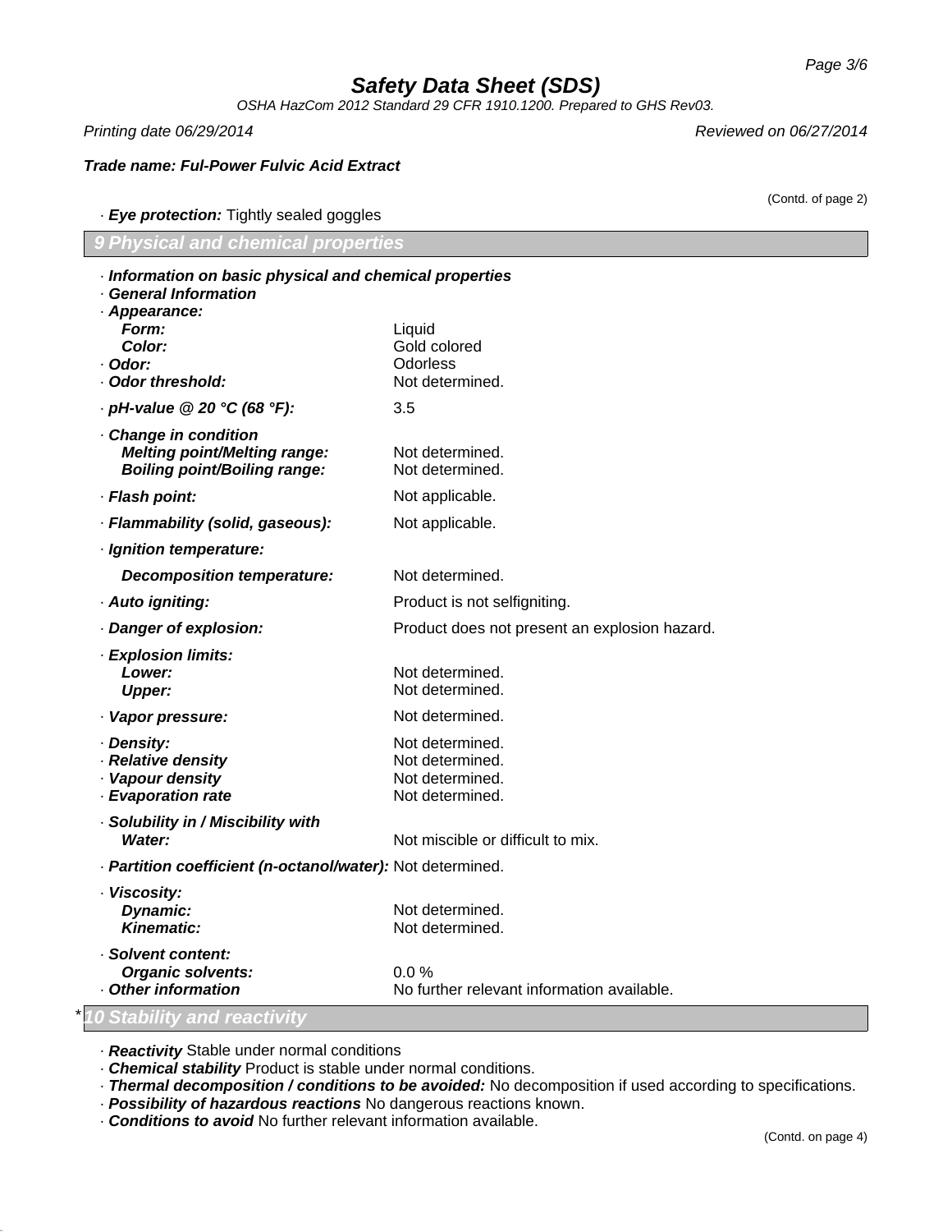*Trade name: Ful-Power Fulvic Acid Extract*

(Contd. of page 2)

· ***Eye protection:*** Tightly sealed goggles

## 9 Physical and chemical properties

· ***Information on basic physical and chemical properties***
· ***General Information***

| | |
|---|---|
| · ***Appearance:*** | |
| ***Form:*** | Liquid |
| ***Color:*** | Gold colored |
| · ***Odor:*** | Odorless |
| · ***Odor threshold:*** | Not determined. |
| · ***pH-value @ 20 °C (68 °F):*** | 3.5 |
| · ***Change in condition*** | |
| ***Melting point/Melting range:*** | Not determined. |
| ***Boiling point/Boiling range:*** | Not determined. |
| · ***Flash point:*** | Not applicable. |
| · ***Flammability (solid, gaseous):*** | Not applicable. |
| · ***Ignition temperature:*** | |
| ***Decomposition temperature:*** | Not determined. |
| · ***Auto igniting:*** | Product is not selfigniting. |
| · ***Danger of explosion:*** | Product does not present an explosion hazard. |
| · ***Explosion limits:*** | |
| ***Lower:*** | Not determined. |
| ***Upper:*** | Not determined. |
| · ***Vapor pressure:*** | Not determined. |
| · ***Density:*** | Not determined. |
| · ***Relative density*** | Not determined. |
| · ***Vapour density*** | Not determined. |
| · ***Evaporation rate*** | Not determined. |
| · ***Solubility in / Miscibility with*** | |
| ***Water:*** | Not miscible or difficult to mix. |
| · ***Partition coefficient (n-octanol/water):*** | Not determined. |
| · ***Viscosity:*** | |
| ***Dynamic:*** | Not determined. |
| ***Kinematic:*** | Not determined. |
| · ***Solvent content:*** | |
| ***Organic solvents:*** | 0.0 % |
| · ***Other information*** | No further relevant information available. |

## * 10 Stability and reactivity

· ***Reactivity*** Stable under normal conditions
· ***Chemical stability*** Product is stable under normal conditions.
· ***Thermal decomposition / conditions to be avoided:*** No decomposition if used according to specifications.
· ***Possibility of hazardous reactions*** No dangerous reactions known.
· ***Conditions to avoid*** No further relevant information available.

(Contd. on page 4)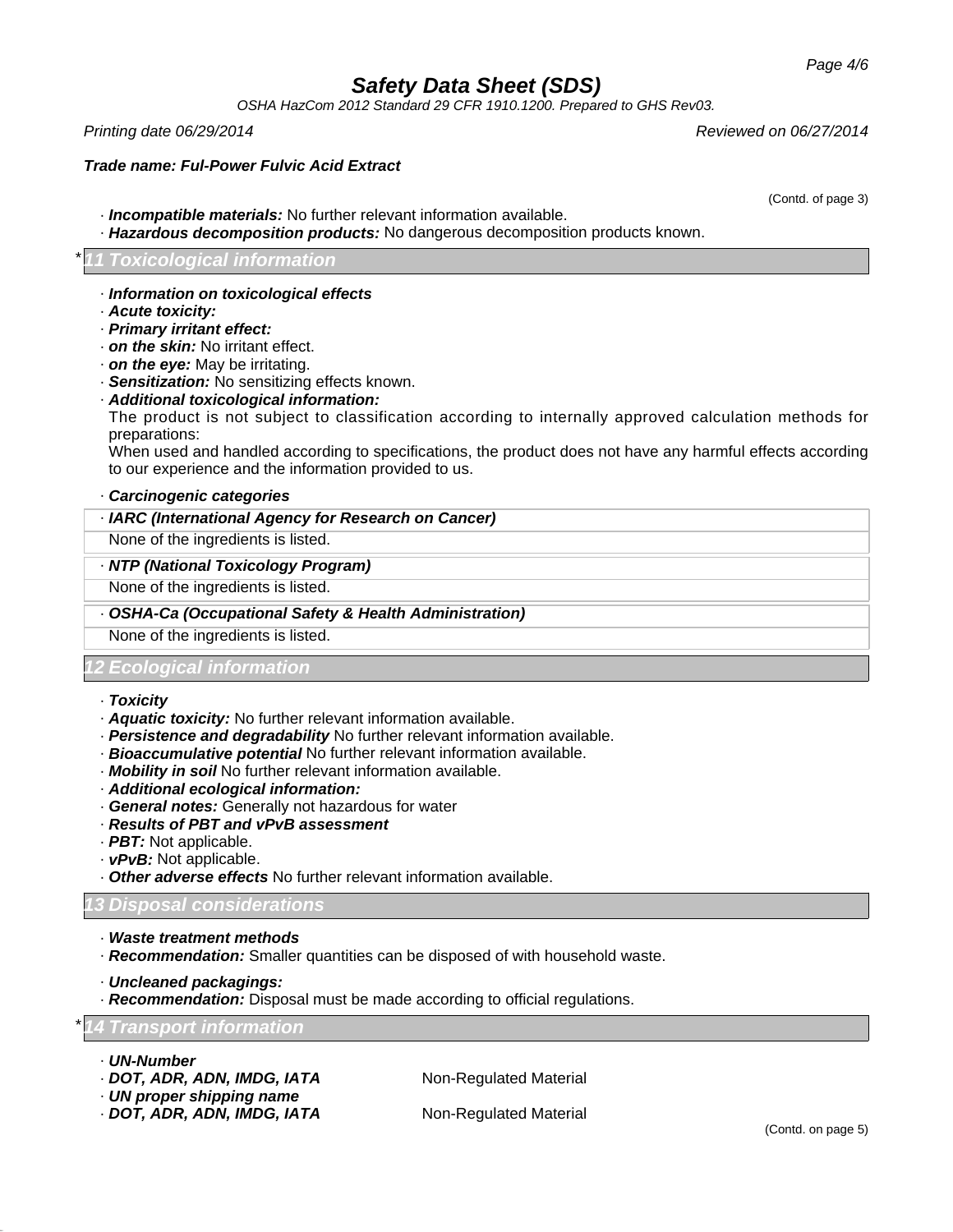# Safety Data Sheet (SDS)

*OSHA HazCom 2012 Standard 29 CFR 1910.1200. Prepared to GHS Rev03.*

*Printing date 06/29/2014* *Reviewed on 06/27/2014*

***Trade name: Ful-Power Fulvic Acid Extract***

(Contd. of page 3)

· ***Incompatible materials:*** No further relevant information available.
· ***Hazardous decomposition products:*** No dangerous decomposition products known.

## * 11 Toxicological information

· ***Information on toxicological effects***
· ***Acute toxicity:***
· ***Primary irritant effect:***
· ***on the skin:*** No irritant effect.
· ***on the eye:*** May be irritating.
· ***Sensitization:*** No sensitizing effects known.
· ***Additional toxicological information:***
The product is not subject to classification according to internally approved calculation methods for preparations:
When used and handled according to specifications, the product does not have any harmful effects according to our experience and the information provided to us.

· ***Carcinogenic categories***

| · ***IARC (International Agency for Research on Cancer)*** |
| --- |
| None of the ingredients is listed. |

| · ***NTP (National Toxicology Program)*** |
| --- |
| None of the ingredients is listed. |

| · ***OSHA-Ca (Occupational Safety & Health Administration)*** |
| --- |
| None of the ingredients is listed. |

## 12 Ecological information

· ***Toxicity***
· ***Aquatic toxicity:*** No further relevant information available.
· ***Persistence and degradability*** No further relevant information available.
· ***Bioaccumulative potential*** No further relevant information available.
· ***Mobility in soil*** No further relevant information available.
· ***Additional ecological information:***
· ***General notes:*** Generally not hazardous for water
· ***Results of PBT and vPvB assessment***
· ***PBT:*** Not applicable.
· ***vPvB:*** Not applicable.
· ***Other adverse effects*** No further relevant information available.

## 13 Disposal considerations

· ***Waste treatment methods***
· ***Recommendation:*** Smaller quantities can be disposed of with household waste.

· ***Uncleaned packagings:***
· ***Recommendation:*** Disposal must be made according to official regulations.

## * 14 Transport information

· ***UN-Number***
· ***DOT, ADR, ADN, IMDG, IATA*** Non-Regulated Material
· ***UN proper shipping name***
· ***DOT, ADR, ADN, IMDG, IATA*** Non-Regulated Material

(Contd. on page 5)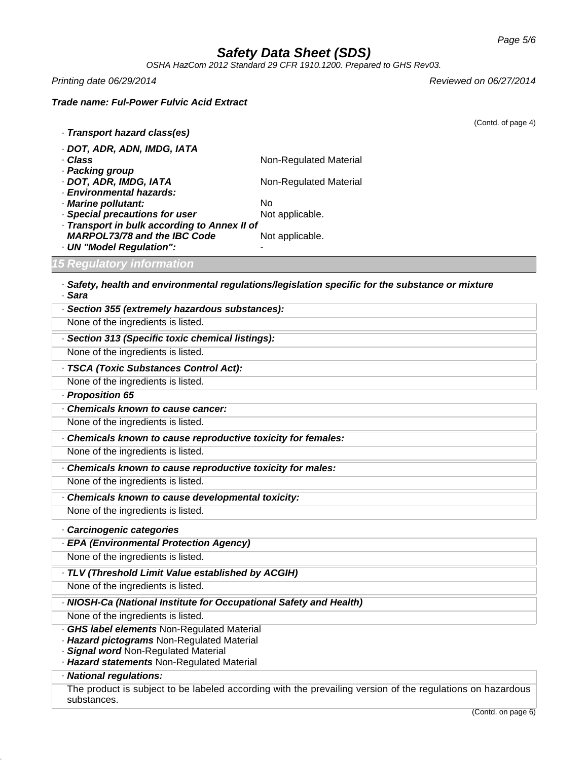## Safety Data Sheet (SDS)

*OSHA HazCom 2012 Standard 29 CFR 1910.1200. Prepared to GHS Rev03.*

*Printing date 06/29/2014* *Reviewed on 06/27/2014*

***Trade name: Ful-Power Fulvic Acid Extract***

(Contd. of page 4)

· ***Transport hazard class(es)***

· ***DOT, ADR, ADN, IMDG, IATA***
· ***Class*** Non-Regulated Material
· ***Packing group***
· ***DOT, ADR, IMDG, IATA*** Non-Regulated Material
· ***Environmental hazards:***
· ***Marine pollutant:*** No
· ***Special precautions for user*** Not applicable.
· ***Transport in bulk according to Annex II of MARPOL73/78 and the IBC Code*** Not applicable.
· ***UN "Model Regulation":*** -

## 15 Regulatory information

· ***Safety, health and environmental regulations/legislation specific for the substance or mixture***
· ***Sara***

· ***Section 355 (extremely hazardous substances):***
None of the ingredients is listed.

· ***Section 313 (Specific toxic chemical listings):***
None of the ingredients is listed.

· ***TSCA (Toxic Substances Control Act):***
None of the ingredients is listed.

· ***Proposition 65***

· ***Chemicals known to cause cancer:***
None of the ingredients is listed.

· ***Chemicals known to cause reproductive toxicity for females:***
None of the ingredients is listed.

· ***Chemicals known to cause reproductive toxicity for males:***
None of the ingredients is listed.

· ***Chemicals known to cause developmental toxicity:***
None of the ingredients is listed.

· ***Carcinogenic categories***

· ***EPA (Environmental Protection Agency)***
None of the ingredients is listed.

· ***TLV (Threshold Limit Value established by ACGIH)***
None of the ingredients is listed.

· ***NIOSH-Ca (National Institute for Occupational Safety and Health)***
None of the ingredients is listed.

· ***GHS label elements*** Non-Regulated Material
· ***Hazard pictograms*** Non-Regulated Material
· ***Signal word*** Non-Regulated Material
· ***Hazard statements*** Non-Regulated Material

· ***National regulations:***
The product is subject to be labeled according with the prevailing version of the regulations on hazardous substances.

(Contd. on page 6)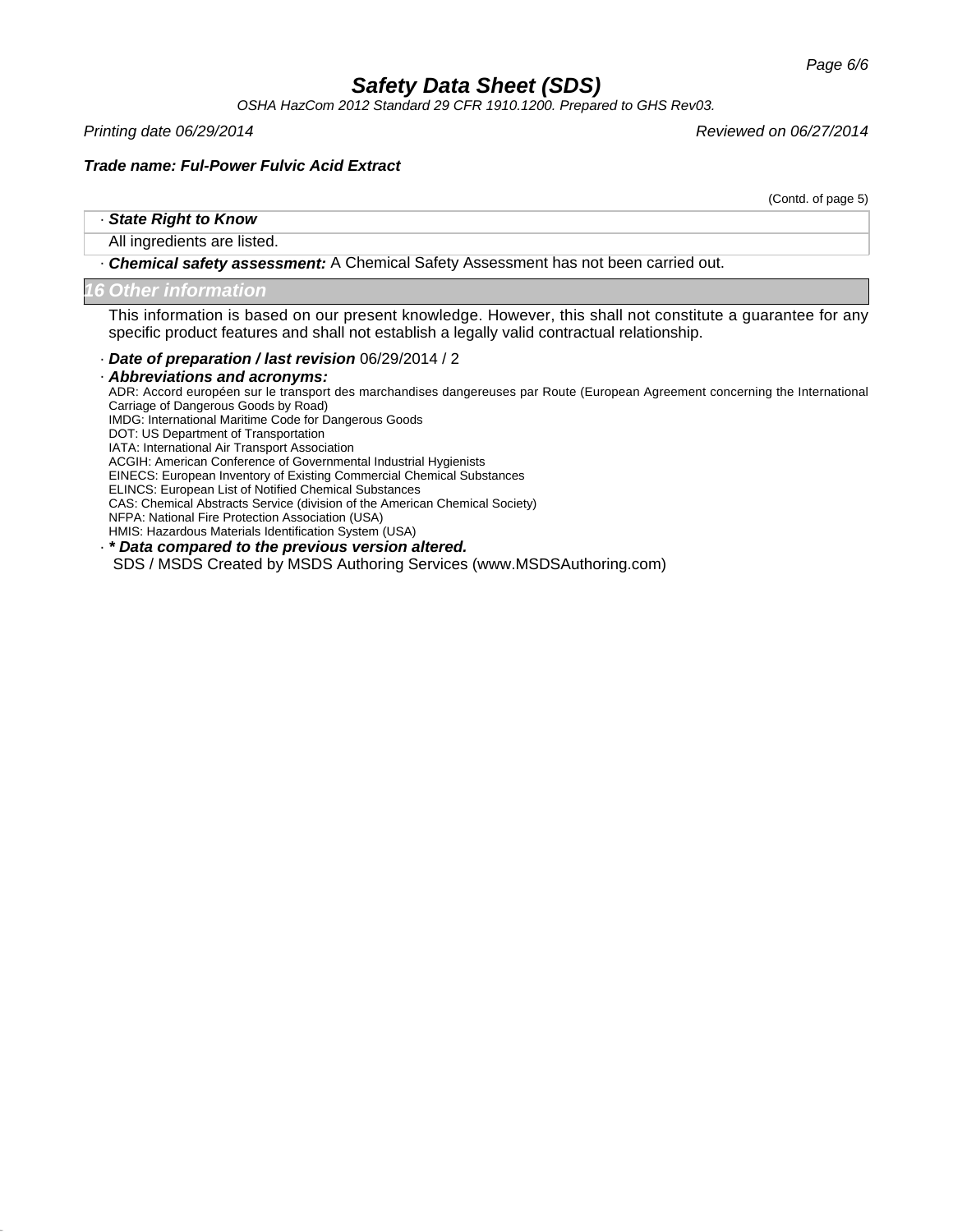(Contd. of page 5)

· ***State Right to Know***

All ingredients are listed.

· ***Chemical safety assessment:*** A Chemical Safety Assessment has not been carried out.

## 16 Other information

This information is based on our present knowledge. However, this shall not constitute a guarantee for any specific product features and shall not establish a legally valid contractual relationship.

· ***Date of preparation / last revision*** 06/29/2014 / 2

· ***Abbreviations and acronyms:***

ADR: Accord européen sur le transport des marchandises dangereuses par Route (European Agreement concerning the International Carriage of Dangerous Goods by Road)
IMDG: International Maritime Code for Dangerous Goods
DOT: US Department of Transportation
IATA: International Air Transport Association
ACGIH: American Conference of Governmental Industrial Hygienists
EINECS: European Inventory of Existing Commercial Chemical Substances
ELINCS: European List of Notified Chemical Substances
CAS: Chemical Abstracts Service (division of the American Chemical Society)
NFPA: National Fire Protection Association (USA)
HMIS: Hazardous Materials Identification System (USA)

· ***\* Data compared to the previous version altered.***

SDS / MSDS Created by MSDS Authoring Services (www.MSDSAuthoring.com)